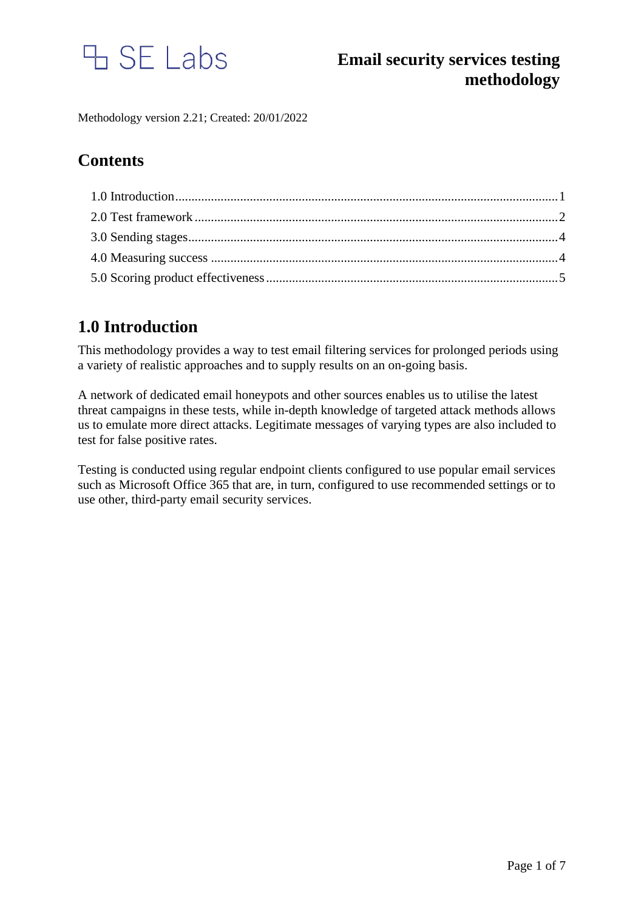SE Labs

# Email security services testing methodology

Methodology version 2.21; Created: 20/01/2022

## Contents

1.0 Introduction ..... 1
2.0 Test framework ..... 2
3.0 Sending stages ..... 4
4.0 Measuring success ..... 4
5.0 Scoring product effectiveness ..... 5

## 1.0 Introduction

This methodology provides a way to test email filtering services for prolonged periods using a variety of realistic approaches and to supply results on an on-going basis.

A network of dedicated email honeypots and other sources enables us to utilise the latest threat campaigns in these tests, while in-depth knowledge of targeted attack methods allows us to emulate more direct attacks. Legitimate messages of varying types are also included to test for false positive rates.

Testing is conducted using regular endpoint clients configured to use popular email services such as Microsoft Office 365 that are, in turn, configured to use recommended settings or to use other, third-party email security services.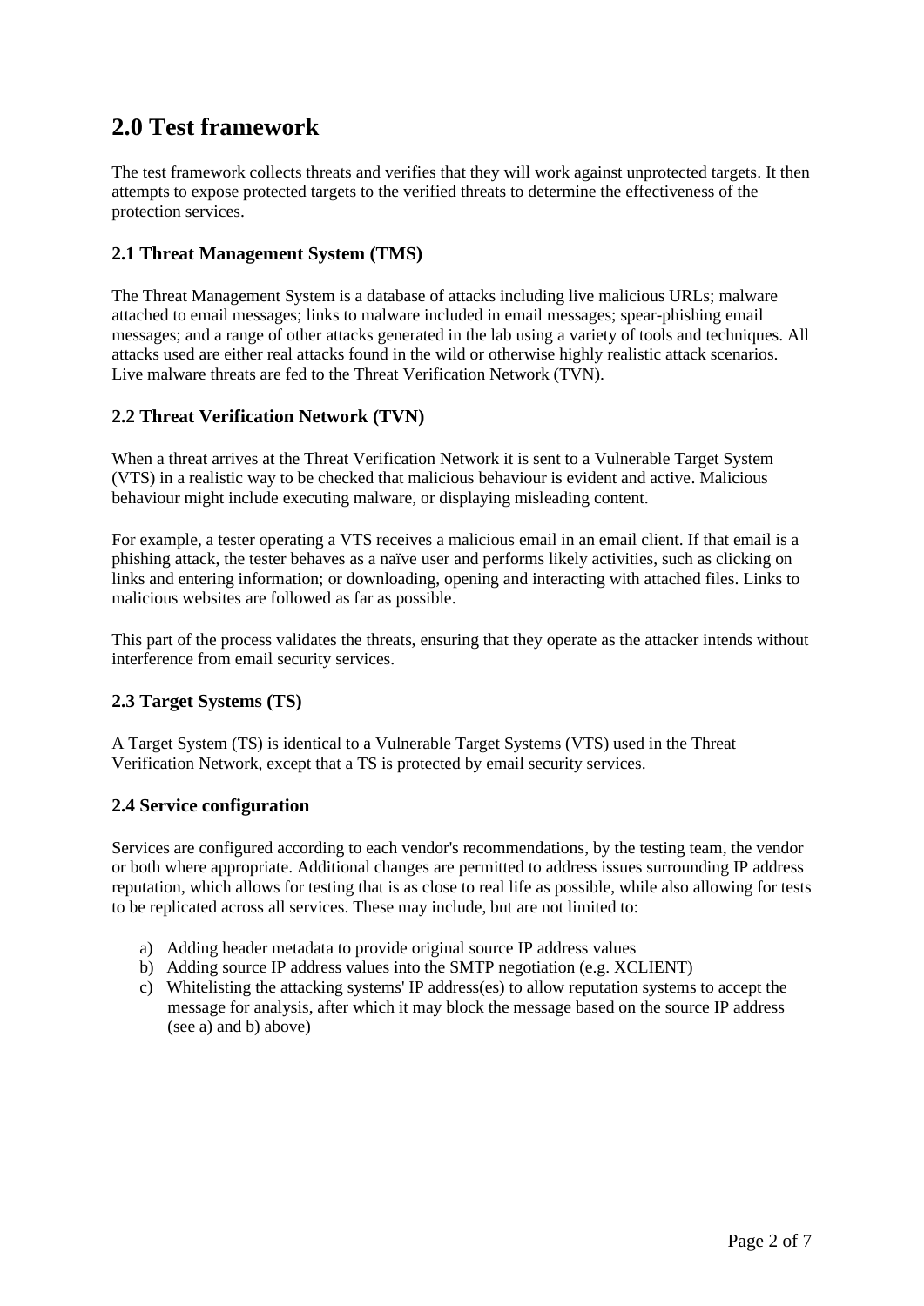# 2.0 Test framework

The test framework collects threats and verifies that they will work against unprotected targets. It then attempts to expose protected targets to the verified threats to determine the effectiveness of the protection services.

### 2.1 Threat Management System (TMS)

The Threat Management System is a database of attacks including live malicious URLs; malware attached to email messages; links to malware included in email messages; spear-phishing email messages; and a range of other attacks generated in the lab using a variety of tools and techniques. All attacks used are either real attacks found in the wild or otherwise highly realistic attack scenarios. Live malware threats are fed to the Threat Verification Network (TVN).

### 2.2 Threat Verification Network (TVN)

When a threat arrives at the Threat Verification Network it is sent to a Vulnerable Target System (VTS) in a realistic way to be checked that malicious behaviour is evident and active. Malicious behaviour might include executing malware, or displaying misleading content.

For example, a tester operating a VTS receives a malicious email in an email client. If that email is a phishing attack, the tester behaves as a naïve user and performs likely activities, such as clicking on links and entering information; or downloading, opening and interacting with attached files. Links to malicious websites are followed as far as possible.

This part of the process validates the threats, ensuring that they operate as the attacker intends without interference from email security services.

### 2.3 Target Systems (TS)

A Target System (TS) is identical to a Vulnerable Target Systems (VTS) used in the Threat Verification Network, except that a TS is protected by email security services.

### 2.4 Service configuration

Services are configured according to each vendor's recommendations, by the testing team, the vendor or both where appropriate. Additional changes are permitted to address issues surrounding IP address reputation, which allows for testing that is as close to real life as possible, while also allowing for tests to be replicated across all services. These may include, but are not limited to:

a) Adding header metadata to provide original source IP address values
b) Adding source IP address values into the SMTP negotiation (e.g. XCLIENT)
c) Whitelisting the attacking systems' IP address(es) to allow reputation systems to accept the message for analysis, after which it may block the message based on the source IP address (see a) and b) above)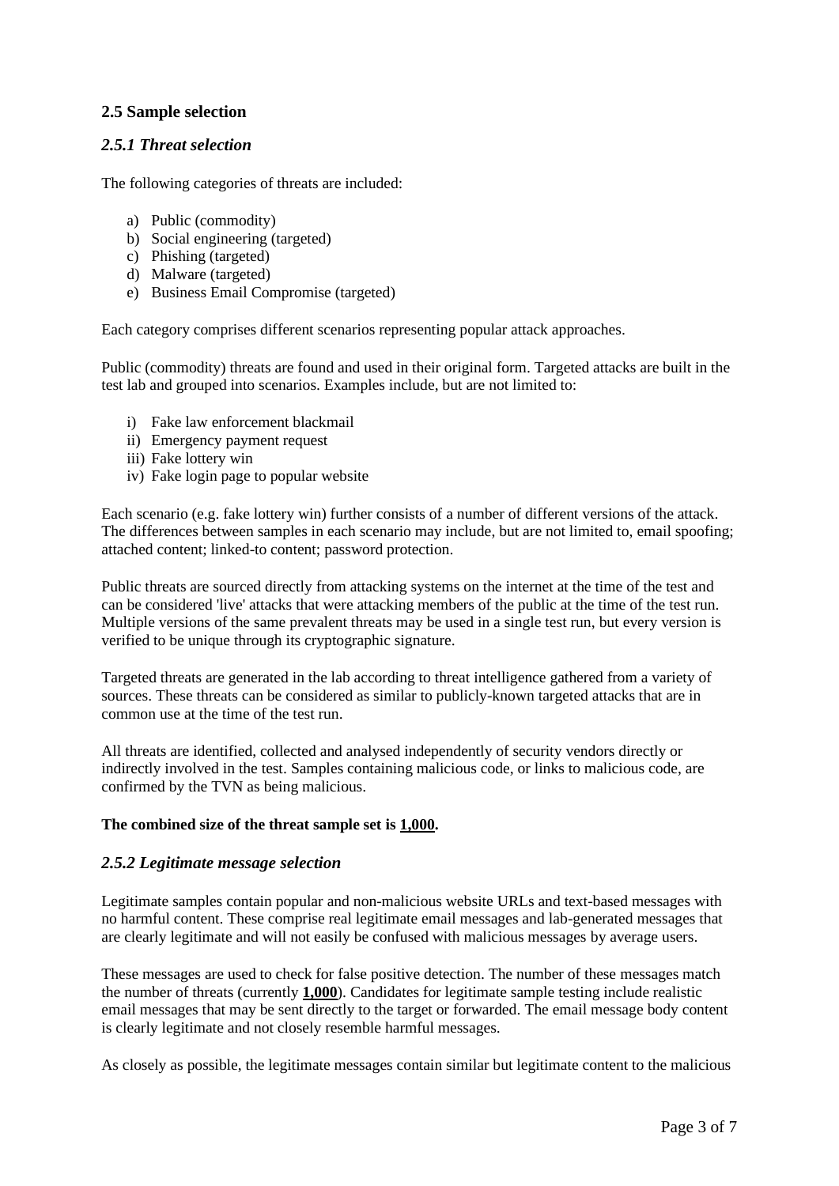## 2.5 Sample selection

### *2.5.1 Threat selection*

The following categories of threats are included:

a) Public (commodity)
b) Social engineering (targeted)
c) Phishing (targeted)
d) Malware (targeted)
e) Business Email Compromise (targeted)

Each category comprises different scenarios representing popular attack approaches.

Public (commodity) threats are found and used in their original form. Targeted attacks are built in the test lab and grouped into scenarios. Examples include, but are not limited to:

i) Fake law enforcement blackmail
ii) Emergency payment request
iii) Fake lottery win
iv) Fake login page to popular website

Each scenario (e.g. fake lottery win) further consists of a number of different versions of the attack. The differences between samples in each scenario may include, but are not limited to, email spoofing; attached content; linked-to content; password protection.

Public threats are sourced directly from attacking systems on the internet at the time of the test and can be considered 'live' attacks that were attacking members of the public at the time of the test run. Multiple versions of the same prevalent threats may be used in a single test run, but every version is verified to be unique through its cryptographic signature.

Targeted threats are generated in the lab according to threat intelligence gathered from a variety of sources. These threats can be considered as similar to publicly-known targeted attacks that are in common use at the time of the test run.

All threats are identified, collected and analysed independently of security vendors directly or indirectly involved in the test. Samples containing malicious code, or links to malicious code, are confirmed by the TVN as being malicious.

**The combined size of the threat sample set is 1,000.**

### *2.5.2 Legitimate message selection*

Legitimate samples contain popular and non-malicious website URLs and text-based messages with no harmful content. These comprise real legitimate email messages and lab-generated messages that are clearly legitimate and will not easily be confused with malicious messages by average users.

These messages are used to check for false positive detection. The number of these messages match the number of threats (currently **1,000**). Candidates for legitimate sample testing include realistic email messages that may be sent directly to the target or forwarded. The email message body content is clearly legitimate and not closely resemble harmful messages.

As closely as possible, the legitimate messages contain similar but legitimate content to the malicious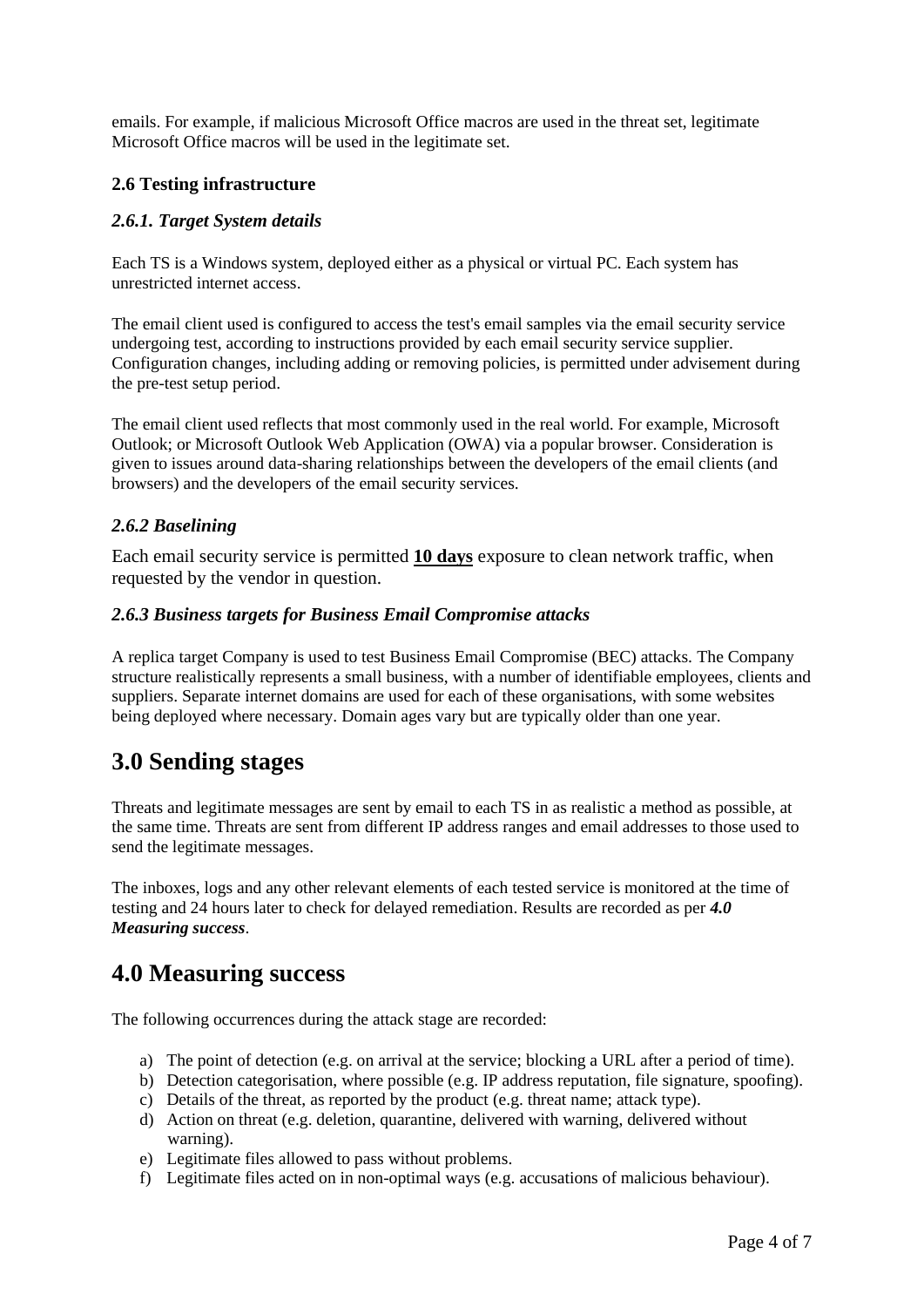emails. For example, if malicious Microsoft Office macros are used in the threat set, legitimate Microsoft Office macros will be used in the legitimate set.

### 2.6 Testing infrastructure

#### *2.6.1. Target System details*

Each TS is a Windows system, deployed either as a physical or virtual PC. Each system has unrestricted internet access.

The email client used is configured to access the test's email samples via the email security service undergoing test, according to instructions provided by each email security service supplier. Configuration changes, including adding or removing policies, is permitted under advisement during the pre-test setup period.

The email client used reflects that most commonly used in the real world. For example, Microsoft Outlook; or Microsoft Outlook Web Application (OWA) via a popular browser. Consideration is given to issues around data-sharing relationships between the developers of the email clients (and browsers) and the developers of the email security services.

#### *2.6.2 Baselining*

Each email security service is permitted **10 days** exposure to clean network traffic, when requested by the vendor in question.

#### *2.6.3 Business targets for Business Email Compromise attacks*

A replica target Company is used to test Business Email Compromise (BEC) attacks. The Company structure realistically represents a small business, with a number of identifiable employees, clients and suppliers. Separate internet domains are used for each of these organisations, with some websites being deployed where necessary. Domain ages vary but are typically older than one year.

## 3.0 Sending stages

Threats and legitimate messages are sent by email to each TS in as realistic a method as possible, at the same time. Threats are sent from different IP address ranges and email addresses to those used to send the legitimate messages.

The inboxes, logs and any other relevant elements of each tested service is monitored at the time of testing and 24 hours later to check for delayed remediation. Results are recorded as per ***4.0 Measuring success***.

## 4.0 Measuring success

The following occurrences during the attack stage are recorded:

a) The point of detection (e.g. on arrival at the service; blocking a URL after a period of time).
b) Detection categorisation, where possible (e.g. IP address reputation, file signature, spoofing).
c) Details of the threat, as reported by the product (e.g. threat name; attack type).
d) Action on threat (e.g. deletion, quarantine, delivered with warning, delivered without warning).
e) Legitimate files allowed to pass without problems.
f) Legitimate files acted on in non-optimal ways (e.g. accusations of malicious behaviour).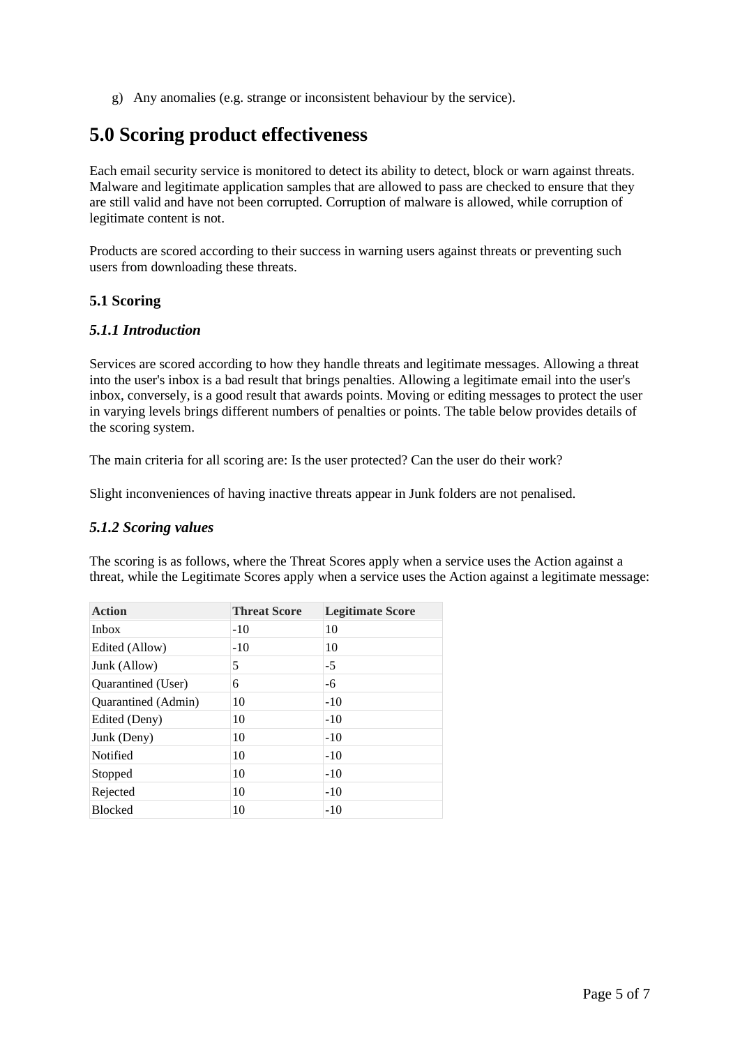g) Any anomalies (e.g. strange or inconsistent behaviour by the service).

# 5.0 Scoring product effectiveness

Each email security service is monitored to detect its ability to detect, block or warn against threats. Malware and legitimate application samples that are allowed to pass are checked to ensure that they are still valid and have not been corrupted. Corruption of malware is allowed, while corruption of legitimate content is not.

Products are scored according to their success in warning users against threats or preventing such users from downloading these threats.

## 5.1 Scoring

### *5.1.1 Introduction*

Services are scored according to how they handle threats and legitimate messages. Allowing a threat into the user's inbox is a bad result that brings penalties. Allowing a legitimate email into the user's inbox, conversely, is a good result that awards points. Moving or editing messages to protect the user in varying levels brings different numbers of penalties or points. The table below provides details of the scoring system.

The main criteria for all scoring are: Is the user protected? Can the user do their work?

Slight inconveniences of having inactive threats appear in Junk folders are not penalised.

### *5.1.2 Scoring values*

The scoring is as follows, where the Threat Scores apply when a service uses the Action against a threat, while the Legitimate Scores apply when a service uses the Action against a legitimate message:

| Action | Threat Score | Legitimate Score |
|---|---|---|
| Inbox | -10 | 10 |
| Edited (Allow) | -10 | 10 |
| Junk (Allow) | 5 | -5 |
| Quarantined (User) | 6 | -6 |
| Quarantined (Admin) | 10 | -10 |
| Edited (Deny) | 10 | -10 |
| Junk (Deny) | 10 | -10 |
| Notified | 10 | -10 |
| Stopped | 10 | -10 |
| Rejected | 10 | -10 |
| Blocked | 10 | -10 |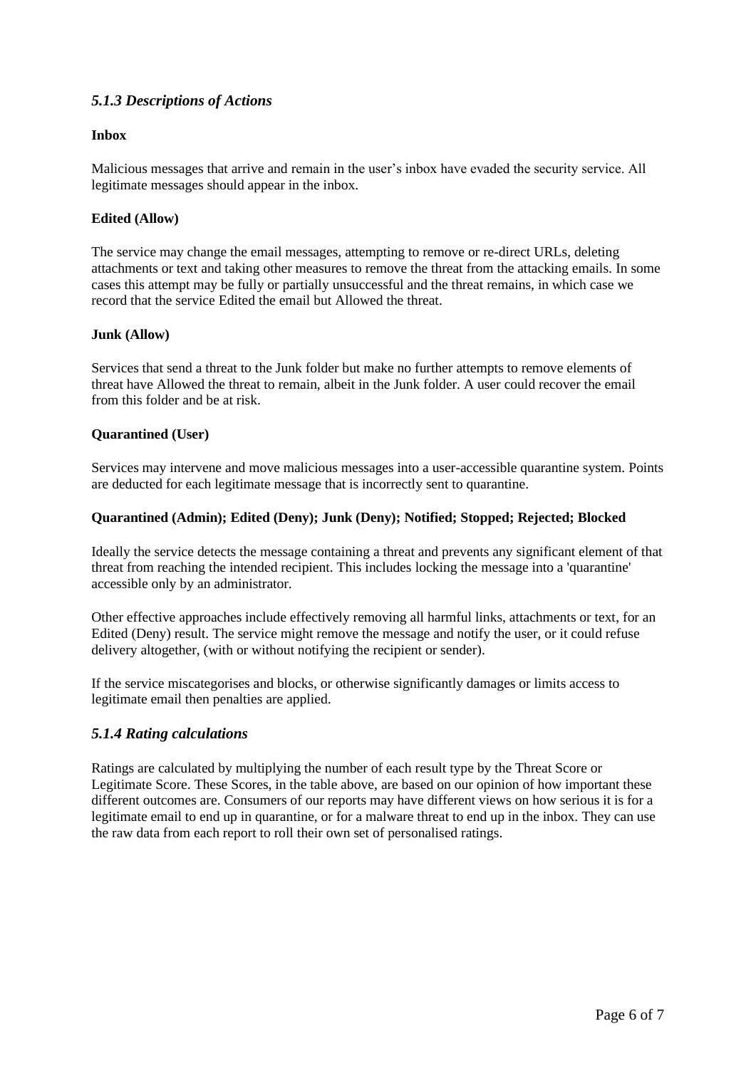### *5.1.3 Descriptions of Actions*

**Inbox**

Malicious messages that arrive and remain in the user's inbox have evaded the security service. All legitimate messages should appear in the inbox.

**Edited (Allow)**

The service may change the email messages, attempting to remove or re-direct URLs, deleting attachments or text and taking other measures to remove the threat from the attacking emails. In some cases this attempt may be fully or partially unsuccessful and the threat remains, in which case we record that the service Edited the email but Allowed the threat.

**Junk (Allow)**

Services that send a threat to the Junk folder but make no further attempts to remove elements of threat have Allowed the threat to remain, albeit in the Junk folder. A user could recover the email from this folder and be at risk.

**Quarantined (User)**

Services may intervene and move malicious messages into a user-accessible quarantine system. Points are deducted for each legitimate message that is incorrectly sent to quarantine.

**Quarantined (Admin); Edited (Deny); Junk (Deny); Notified; Stopped; Rejected; Blocked**

Ideally the service detects the message containing a threat and prevents any significant element of that threat from reaching the intended recipient. This includes locking the message into a 'quarantine' accessible only by an administrator.

Other effective approaches include effectively removing all harmful links, attachments or text, for an Edited (Deny) result. The service might remove the message and notify the user, or it could refuse delivery altogether, (with or without notifying the recipient or sender).

If the service miscategorises and blocks, or otherwise significantly damages or limits access to legitimate email then penalties are applied.

### *5.1.4 Rating calculations*

Ratings are calculated by multiplying the number of each result type by the Threat Score or Legitimate Score. These Scores, in the table above, are based on our opinion of how important these different outcomes are. Consumers of our reports may have different views on how serious it is for a legitimate email to end up in quarantine, or for a malware threat to end up in the inbox. They can use the raw data from each report to roll their own set of personalised ratings.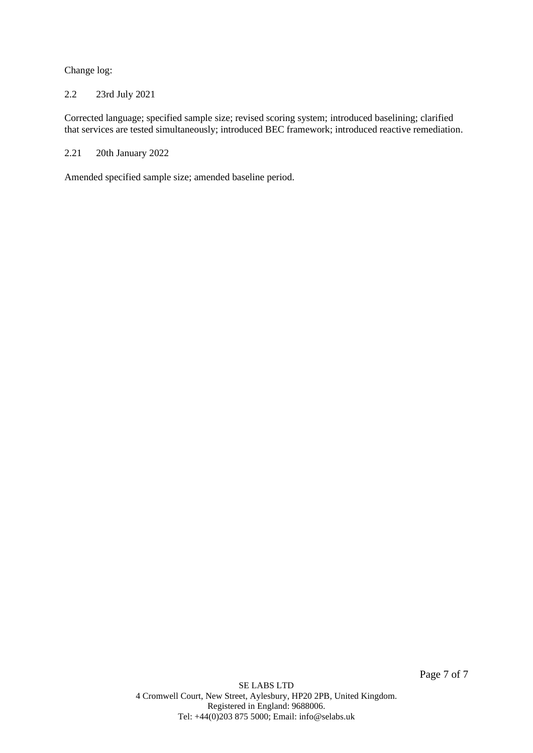Change log:

2.2 23rd July 2021

Corrected language; specified sample size; revised scoring system; introduced baselining; clarified that services are tested simultaneously; introduced BEC framework; introduced reactive remediation.

2.21 20th January 2022

Amended specified sample size; amended baseline period.